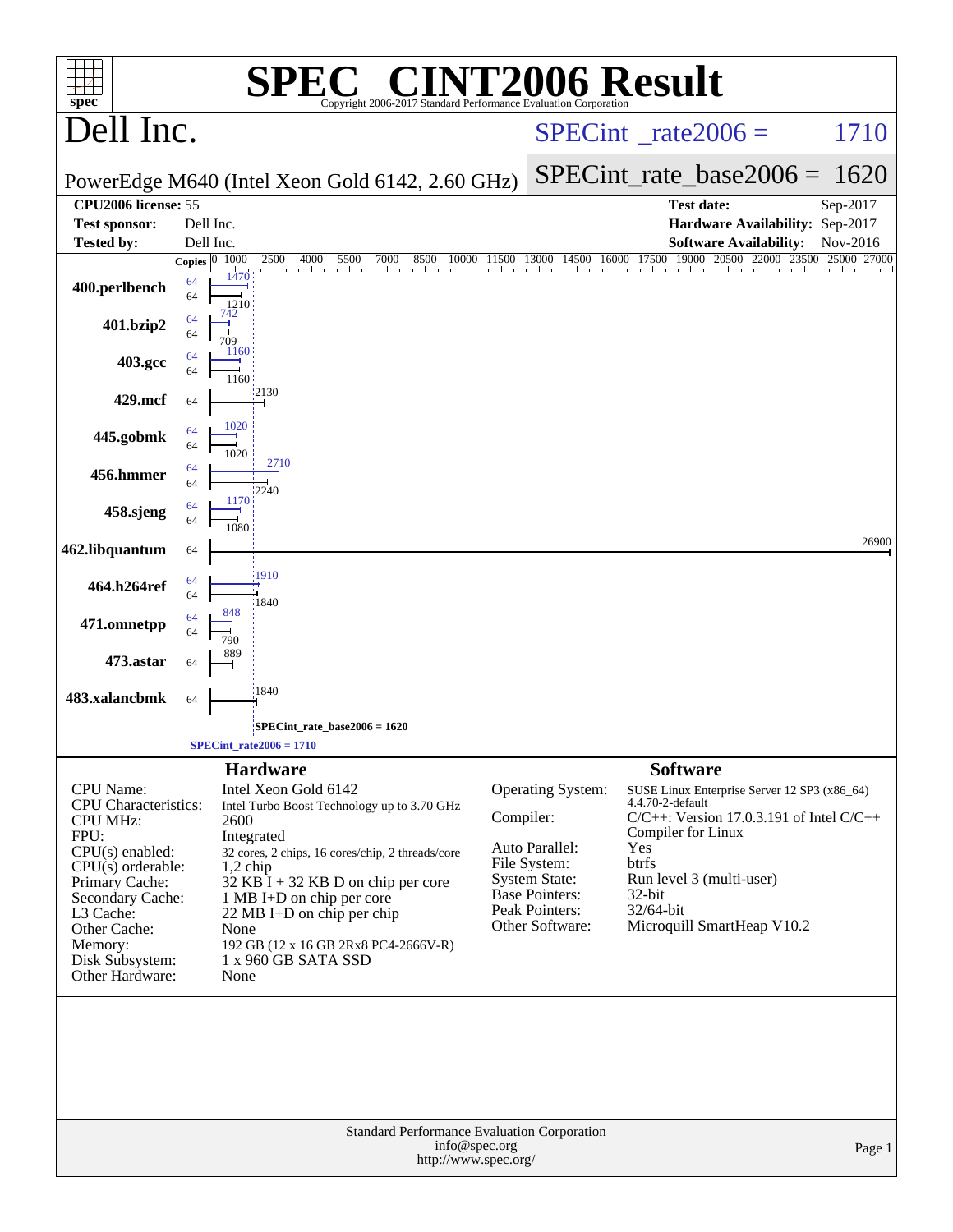# SPEC® CINT2006 Result

Copyright 2006-2017 Standard Performance Evaluation Corporation

## Dell Inc.

PowerEdge M640 (Intel Xeon Gold 6142, 2.60 GHz)

SPECint_rate2006 = 1710

SPECint_rate_base2006 = 1620

| | | | |
|---|---|---|---|
| **CPU2006 license:** | 55 | **Test date:** | Sep-2017 |
| **Test sponsor:** | Dell Inc. | **Hardware Availability:** | Sep-2017 |
| **Tested by:** | Dell Inc. | **Software Availability:** | Nov-2016 |

| Benchmark | Copies (peak) | Copies (base) | Peak | Base |
|---|---|---|---|---|
| 400.perlbench | 64 | 64 | 1470 | 1210 |
| 401.bzip2 | 64 | 64 | 742 | 709 |
| 403.gcc | 64 | 64 | 1160 | 1160 |
| 429.mcf | | 64 | | 2130 |
| 445.gobmk | 64 | 64 | 1020 | 1020 |
| 456.hmmer | 64 | 64 | 2710 | 2240 |
| 458.sjeng | 64 | 64 | 1170 | 1080 |
| 462.libquantum | | 64 | | 26900 |
| 464.h264ref | 64 | 64 | 1910 | 1840 |
| 471.omnetpp | 64 | 64 | 848 | 790 |
| 473.astar | | 64 | | 889 |
| 483.xalancbmk | | 64 | | 1840 |

SPECint_rate_base2006 = 1620

SPECint_rate2006 = 1710

### Hardware

| | |
|---|---|
| CPU Name: | Intel Xeon Gold 6142 |
| CPU Characteristics: | Intel Turbo Boost Technology up to 3.70 GHz |
| CPU MHz: | 2600 |
| FPU: | Integrated |
| CPU(s) enabled: | 32 cores, 2 chips, 16 cores/chip, 2 threads/core |
| CPU(s) orderable: | 1,2 chip |
| Primary Cache: | 32 KB I + 32 KB D on chip per core |
| Secondary Cache: | 1 MB I+D on chip per core |
| L3 Cache: | 22 MB I+D on chip per chip |
| Other Cache: | None |
| Memory: | 192 GB (12 x 16 GB 2Rx8 PC4-2666V-R) |
| Disk Subsystem: | 1 x 960 GB SATA SSD |
| Other Hardware: | None |

### Software

| | |
|---|---|
| Operating System: | SUSE Linux Enterprise Server 12 SP3 (x86_64) 4.4.70-2-default |
| Compiler: | C/C++: Version 17.0.3.191 of Intel C/C++ Compiler for Linux |
| Auto Parallel: | Yes |
| File System: | btrfs |
| System State: | Run level 3 (multi-user) |
| Base Pointers: | 32-bit |
| Peak Pointers: | 32/64-bit |
| Other Software: | Microquill SmartHeap V10.2 |

Standard Performance Evaluation Corporation
info@spec.org
http://www.spec.org/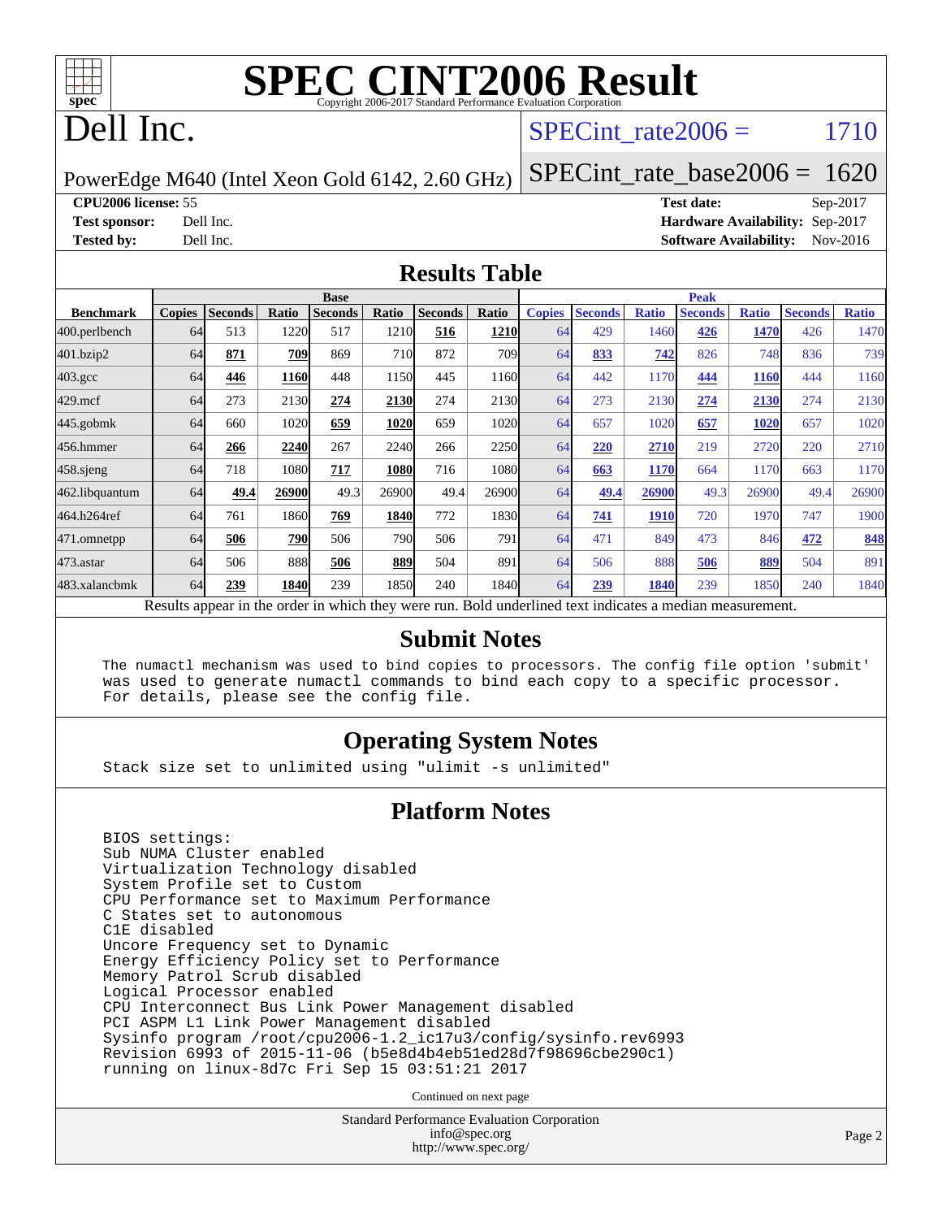# SPEC CINT2006 Result

Copyright 2006-2017 Standard Performance Evaluation Corporation

# Dell Inc.

PowerEdge M640 (Intel Xeon Gold 6142, 2.60 GHz)

SPECint_rate2006 = 1710

SPECint_rate_base2006 = 1620

**CPU2006 license:** 55
**Test sponsor:** Dell Inc.
**Tested by:** Dell Inc.

**Test date:** Sep-2017
**Hardware Availability:** Sep-2017
**Software Availability:** Nov-2016

## Results Table

| Benchmark | Base | | | | | | | Peak | | | | | | |
|---|---|---|---|---|---|---|---|---|---|---|---|---|---|---|
| | Copies | Seconds | Ratio | Seconds | Ratio | Seconds | Ratio | Copies | Seconds | Ratio | Seconds | Ratio | Seconds | Ratio |
| 400.perlbench | 64 | 513 | 1220 | 517 | 1210 | **516** | **1210** | 64 | 429 | 1460 | **426** | **1470** | 426 | 1470 |
| 401.bzip2 | 64 | **871** | **709** | 869 | 710 | 872 | 709 | 64 | **833** | **742** | 826 | 748 | 836 | 739 |
| 403.gcc | 64 | **446** | **1160** | 448 | 1150 | 445 | 1160 | 64 | 442 | 1170 | **444** | **1160** | 444 | 1160 |
| 429.mcf | 64 | 273 | 2130 | **274** | **2130** | 274 | 2130 | 64 | 273 | 2130 | **274** | **2130** | 274 | 2130 |
| 445.gobmk | 64 | 660 | 1020 | **659** | **1020** | 659 | 1020 | 64 | 657 | 1020 | **657** | **1020** | 657 | 1020 |
| 456.hmmer | 64 | **266** | **2240** | 267 | 2240 | 266 | 2250 | 64 | **220** | **2710** | 219 | 2720 | 220 | 2710 |
| 458.sjeng | 64 | 718 | 1080 | **717** | **1080** | 716 | 1080 | 64 | **663** | **1170** | 664 | 1170 | 663 | 1170 |
| 462.libquantum | 64 | **49.4** | **26900** | 49.3 | 26900 | 49.4 | 26900 | 64 | **49.4** | **26900** | 49.3 | 26900 | 49.4 | 26900 |
| 464.h264ref | 64 | 761 | 1860 | **769** | **1840** | 772 | 1830 | 64 | **741** | **1910** | 720 | 1970 | 747 | 1900 |
| 471.omnetpp | 64 | **506** | **790** | 506 | 790 | 506 | 791 | 64 | 471 | 849 | 473 | 846 | **472** | **848** |
| 473.astar | 64 | 506 | 888 | **506** | **889** | 504 | 891 | 64 | 506 | 888 | **506** | **889** | 504 | 891 |
| 483.xalancbmk | 64 | **239** | **1840** | 239 | 1850 | 240 | 1840 | 64 | **239** | **1840** | 239 | 1850 | 240 | 1840 |

Results appear in the order in which they were run. Bold underlined text indicates a median measurement.

## Submit Notes

```
The numactl mechanism was used to bind copies to processors. The config file option 'submit'
was used to generate numactl commands to bind each copy to a specific processor.
For details, please see the config file.
```

## Operating System Notes

```
Stack size set to unlimited using "ulimit -s unlimited"
```

## Platform Notes

```
BIOS settings:
Sub NUMA Cluster enabled
Virtualization Technology disabled
System Profile set to Custom
CPU Performance set to Maximum Performance
C States set to autonomous
C1E disabled
Uncore Frequency set to Dynamic
Energy Efficiency Policy set to Performance
Memory Patrol Scrub disabled
Logical Processor enabled
CPU Interconnect Bus Link Power Management disabled
PCI ASPM L1 Link Power Management disabled
Sysinfo program /root/cpu2006-1.2_ic17u3/config/sysinfo.rev6993
Revision 6993 of 2015-11-06 (b5e8d4b4eb51ed28d7f98696cbe290c1)
running on linux-8d7c Fri Sep 15 03:51:21 2017
```

Continued on next page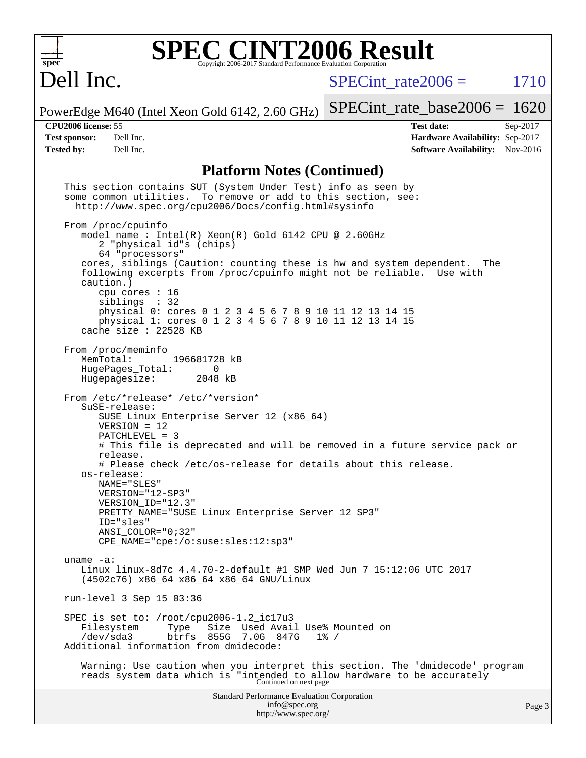## Platform Notes (Continued)

```
This section contains SUT (System Under Test) info as seen by
some common utilities.  To remove or add to this section, see:
  http://www.spec.org/cpu2006/Docs/config.html#sysinfo

From /proc/cpuinfo
   model name : Intel(R) Xeon(R) Gold 6142 CPU @ 2.60GHz
      2 "physical id"s (chips)
      64 "processors"
   cores, siblings (Caution: counting these is hw and system dependent.  The
   following excerpts from /proc/cpuinfo might not be reliable.  Use with
   caution.)
      cpu cores : 16
      siblings  : 32
      physical 0: cores 0 1 2 3 4 5 6 7 8 9 10 11 12 13 14 15
      physical 1: cores 0 1 2 3 4 5 6 7 8 9 10 11 12 13 14 15
   cache size : 22528 KB

From /proc/meminfo
   MemTotal:       196681728 kB
   HugePages_Total:       0
   Hugepagesize:       2048 kB

From /etc/*release* /etc/*version*
   SuSE-release:
      SUSE Linux Enterprise Server 12 (x86_64)
      VERSION = 12
      PATCHLEVEL = 3
      # This file is deprecated and will be removed in a future service pack or
      release.
      # Please check /etc/os-release for details about this release.
   os-release:
      NAME="SLES"
      VERSION="12-SP3"
      VERSION_ID="12.3"
      PRETTY_NAME="SUSE Linux Enterprise Server 12 SP3"
      ID="sles"
      ANSI_COLOR="0;32"
      CPE_NAME="cpe:/o:suse:sles:12:sp3"

uname -a:
   Linux linux-8d7c 4.4.70-2-default #1 SMP Wed Jun 7 15:12:06 UTC 2017
   (4502c76) x86_64 x86_64 x86_64 GNU/Linux

run-level 3 Sep 15 03:36

SPEC is set to: /root/cpu2006-1.2_ic17u3
   Filesystem     Type   Size  Used Avail Use% Mounted on
   /dev/sda3      btrfs  855G  7.0G  847G   1% /
Additional information from dmidecode:

   Warning: Use caution when you interpret this section. The 'dmidecode' program
   reads system data which is "intended to allow hardware to be accurately
```

Continued on next page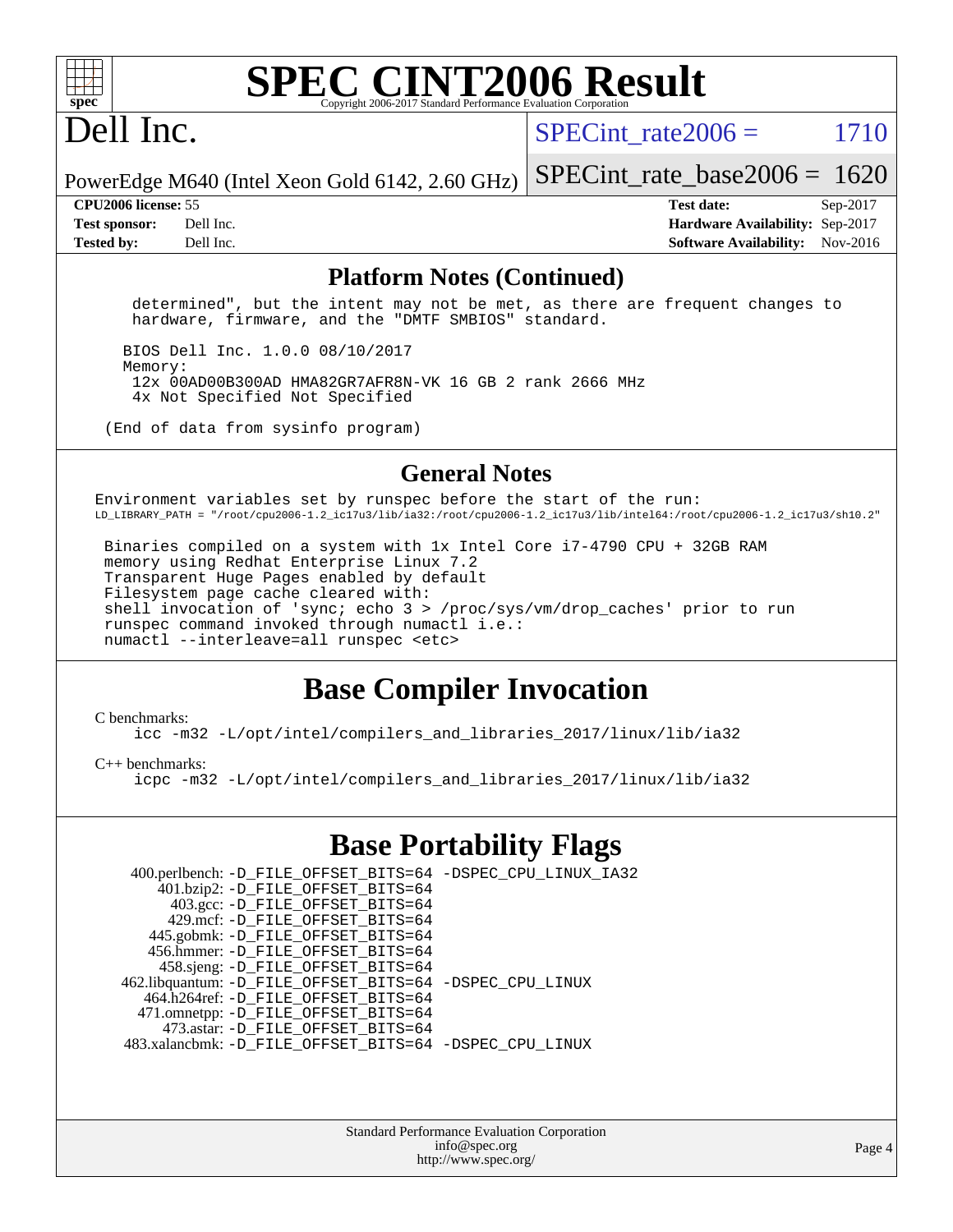# SPEC CINT2006 Result

Copyright 2006-2017 Standard Performance Evaluation Corporation

# Dell Inc.

PowerEdge M640 (Intel Xeon Gold 6142, 2.60 GHz)

SPECint_rate2006 = 1710

SPECint_rate_base2006 = 1620

| | | | |
|---|---|---|---|
| **CPU2006 license:** 55 | | **Test date:** | Sep-2017 |
| **Test sponsor:** | Dell Inc. | **Hardware Availability:** | Sep-2017 |
| **Tested by:** | Dell Inc. | **Software Availability:** | Nov-2016 |

## Platform Notes (Continued)

```
    determined", but the intent may not be met, as there are frequent changes to
    hardware, firmware, and the "DMTF SMBIOS" standard.

   BIOS Dell Inc. 1.0.0 08/10/2017
   Memory:
    12x 00AD00B300AD HMA82GR7AFR8N-VK 16 GB 2 rank 2666 MHz
    4x Not Specified Not Specified

 (End of data from sysinfo program)
```

## General Notes

```
Environment variables set by runspec before the start of the run:
LD_LIBRARY_PATH = "/root/cpu2006-1.2_ic17u3/lib/ia32:/root/cpu2006-1.2_ic17u3/lib/intel64:/root/cpu2006-1.2_ic17u3/sh10.2"

 Binaries compiled on a system with 1x Intel Core i7-4790 CPU + 32GB RAM
 memory using Redhat Enterprise Linux 7.2
 Transparent Huge Pages enabled by default
 Filesystem page cache cleared with:
 shell invocation of 'sync; echo 3 > /proc/sys/vm/drop_caches' prior to run
 runspec command invoked through numactl i.e.:
 numactl --interleave=all runspec <etc>
```

## Base Compiler Invocation

C benchmarks:

```
icc -m32 -L/opt/intel/compilers_and_libraries_2017/linux/lib/ia32
```

C++ benchmarks:

```
icpc -m32 -L/opt/intel/compilers_and_libraries_2017/linux/lib/ia32
```

## Base Portability Flags

```
   400.perlbench: -D_FILE_OFFSET_BITS=64 -DSPEC_CPU_LINUX_IA32
       401.bzip2: -D_FILE_OFFSET_BITS=64
         403.gcc: -D_FILE_OFFSET_BITS=64
         429.mcf: -D_FILE_OFFSET_BITS=64
       445.gobmk: -D_FILE_OFFSET_BITS=64
       456.hmmer: -D_FILE_OFFSET_BITS=64
       458.sjeng: -D_FILE_OFFSET_BITS=64
  462.libquantum: -D_FILE_OFFSET_BITS=64 -DSPEC_CPU_LINUX
     464.h264ref: -D_FILE_OFFSET_BITS=64
     471.omnetpp: -D_FILE_OFFSET_BITS=64
       473.astar: -D_FILE_OFFSET_BITS=64
  483.xalancbmk: -D_FILE_OFFSET_BITS=64 -DSPEC_CPU_LINUX
```

Standard Performance Evaluation Corporation
info@spec.org
http://www.spec.org/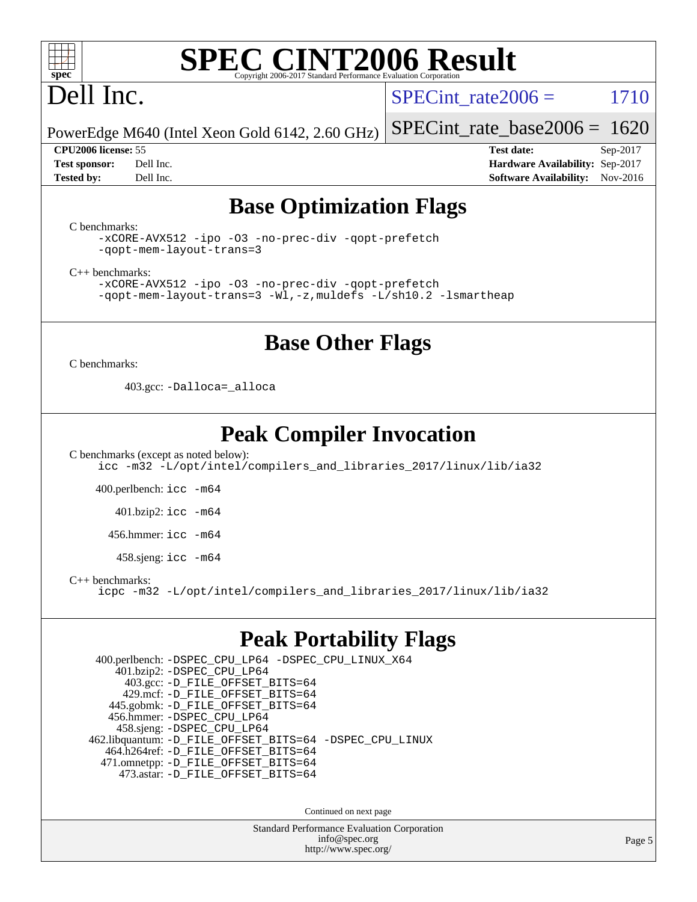# SPEC CINT2006 Result

Copyright 2006-2017 Standard Performance Evaluation Corporation

## Dell Inc.

PowerEdge M640 (Intel Xeon Gold 6142, 2.60 GHz)

SPECint_rate2006 = 1710

SPECint_rate_base2006 = 1620

**CPU2006 license:** 55 **Test date:** Sep-2017
**Test sponsor:** Dell Inc. **Hardware Availability:** Sep-2017
**Tested by:** Dell Inc. **Software Availability:** Nov-2016

## Base Optimization Flags

C benchmarks:

```
-xCORE-AVX512 -ipo -O3 -no-prec-div -qopt-prefetch
-qopt-mem-layout-trans=3
```

C++ benchmarks:

```
-xCORE-AVX512 -ipo -O3 -no-prec-div -qopt-prefetch
-qopt-mem-layout-trans=3 -Wl,-z,muldefs -L/sh10.2 -lsmartheap
```

## Base Other Flags

C benchmarks:

403.gcc: `-Dalloca=_alloca`

## Peak Compiler Invocation

C benchmarks (except as noted below):

```
icc -m32 -L/opt/intel/compilers_and_libraries_2017/linux/lib/ia32
```

400.perlbench: `icc -m64`

401.bzip2: `icc -m64`

456.hmmer: `icc -m64`

458.sjeng: `icc -m64`

C++ benchmarks:

```
icpc -m32 -L/opt/intel/compilers_and_libraries_2017/linux/lib/ia32
```

## Peak Portability Flags

400.perlbench: `-DSPEC_CPU_LP64 -DSPEC_CPU_LINUX_X64`
401.bzip2: `-DSPEC_CPU_LP64`
403.gcc: `-D_FILE_OFFSET_BITS=64`
429.mcf: `-D_FILE_OFFSET_BITS=64`
445.gobmk: `-D_FILE_OFFSET_BITS=64`
456.hmmer: `-DSPEC_CPU_LP64`
458.sjeng: `-DSPEC_CPU_LP64`
462.libquantum: `-D_FILE_OFFSET_BITS=64 -DSPEC_CPU_LINUX`
464.h264ref: `-D_FILE_OFFSET_BITS=64`
471.omnetpp: `-D_FILE_OFFSET_BITS=64`
473.astar: `-D_FILE_OFFSET_BITS=64`

Continued on next page

Standard Performance Evaluation Corporation
info@spec.org
http://www.spec.org/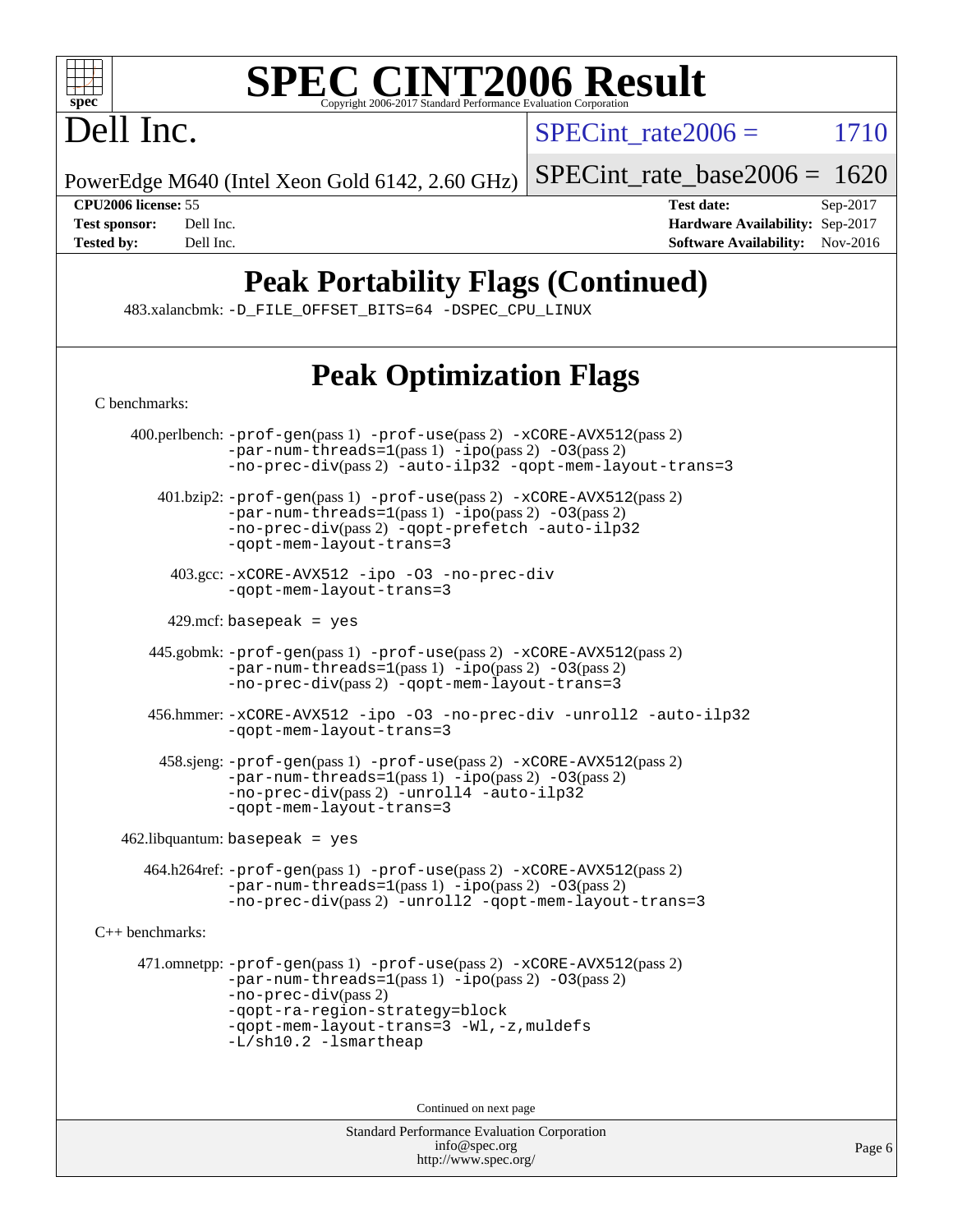# SPEC CINT2006 Result

Dell Inc.

PowerEdge M640 (Intel Xeon Gold 6142, 2.60 GHz)

SPECint_rate2006 = 1710

SPECint_rate_base2006 = 1620

**CPU2006 license:** 55
**Test sponsor:** Dell Inc.
**Tested by:** Dell Inc.

**Test date:** Sep-2017
**Hardware Availability:** Sep-2017
**Software Availability:** Nov-2016

## Peak Portability Flags (Continued)

483.xalancbmk: -D_FILE_OFFSET_BITS=64 -DSPEC_CPU_LINUX

## Peak Optimization Flags

C benchmarks:

400.perlbench: -prof-gen(pass 1) -prof-use(pass 2) -xCORE-AVX512(pass 2) -par-num-threads=1(pass 1) -ipo(pass 2) -O3(pass 2) -no-prec-div(pass 2) -auto-ilp32 -qopt-mem-layout-trans=3

401.bzip2: -prof-gen(pass 1) -prof-use(pass 2) -xCORE-AVX512(pass 2) -par-num-threads=1(pass 1) -ipo(pass 2) -O3(pass 2) -no-prec-div(pass 2) -qopt-prefetch -auto-ilp32 -qopt-mem-layout-trans=3

403.gcc: -xCORE-AVX512 -ipo -O3 -no-prec-div -qopt-mem-layout-trans=3

429.mcf: basepeak = yes

445.gobmk: -prof-gen(pass 1) -prof-use(pass 2) -xCORE-AVX512(pass 2) -par-num-threads=1(pass 1) -ipo(pass 2) -O3(pass 2) -no-prec-div(pass 2) -qopt-mem-layout-trans=3

456.hmmer: -xCORE-AVX512 -ipo -O3 -no-prec-div -unroll2 -auto-ilp32 -qopt-mem-layout-trans=3

458.sjeng: -prof-gen(pass 1) -prof-use(pass 2) -xCORE-AVX512(pass 2) -par-num-threads=1(pass 1) -ipo(pass 2) -O3(pass 2) -no-prec-div(pass 2) -unroll4 -auto-ilp32 -qopt-mem-layout-trans=3

462.libquantum: basepeak = yes

464.h264ref: -prof-gen(pass 1) -prof-use(pass 2) -xCORE-AVX512(pass 2) -par-num-threads=1(pass 1) -ipo(pass 2) -O3(pass 2) -no-prec-div(pass 2) -unroll2 -qopt-mem-layout-trans=3

C++ benchmarks:

471.omnetpp: -prof-gen(pass 1) -prof-use(pass 2) -xCORE-AVX512(pass 2) -par-num-threads=1(pass 1) -ipo(pass 2) -O3(pass 2) -no-prec-div(pass 2) -qopt-ra-region-strategy=block -qopt-mem-layout-trans=3 -Wl,-z,muldefs -L/sh10.2 -lsmartheap

Continued on next page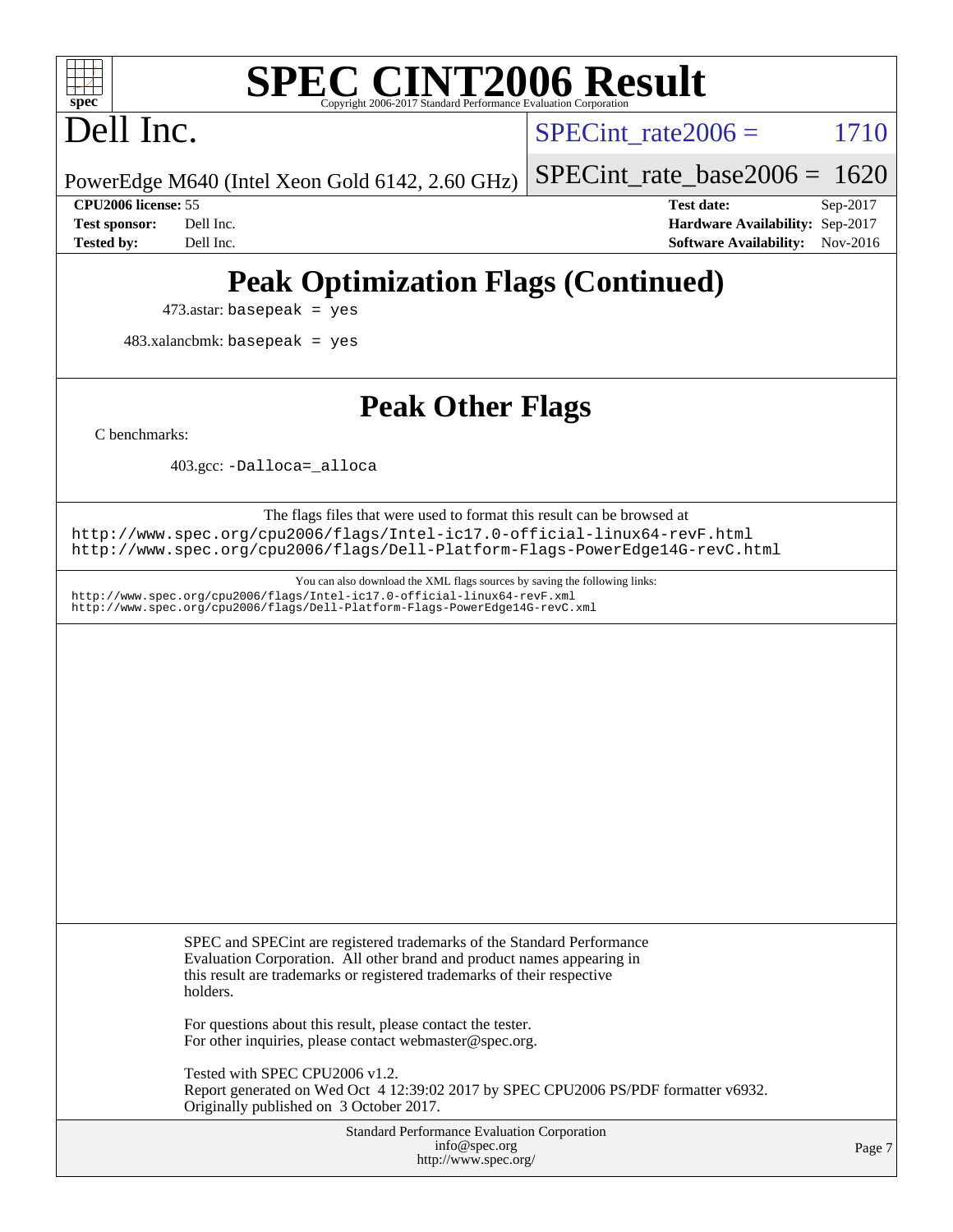## Peak Optimization Flags (Continued)

473.astar: basepeak = yes

483.xalancbmk: basepeak = yes

## Peak Other Flags

C benchmarks:

403.gcc: -Dalloca=_alloca

The flags files that were used to format this result can be browsed at
http://www.spec.org/cpu2006/flags/Intel-ic17.0-official-linux64-revF.html
http://www.spec.org/cpu2006/flags/Dell-Platform-Flags-PowerEdge14G-revC.html

You can also download the XML flags sources by saving the following links:
http://www.spec.org/cpu2006/flags/Intel-ic17.0-official-linux64-revF.xml
http://www.spec.org/cpu2006/flags/Dell-Platform-Flags-PowerEdge14G-revC.xml

SPEC and SPECint are registered trademarks of the Standard Performance Evaluation Corporation. All other brand and product names appearing in this result are trademarks or registered trademarks of their respective holders.

For questions about this result, please contact the tester.
For other inquiries, please contact webmaster@spec.org.

Tested with SPEC CPU2006 v1.2.
Report generated on Wed Oct 4 12:39:02 2017 by SPEC CPU2006 PS/PDF formatter v6932.
Originally published on 3 October 2017.